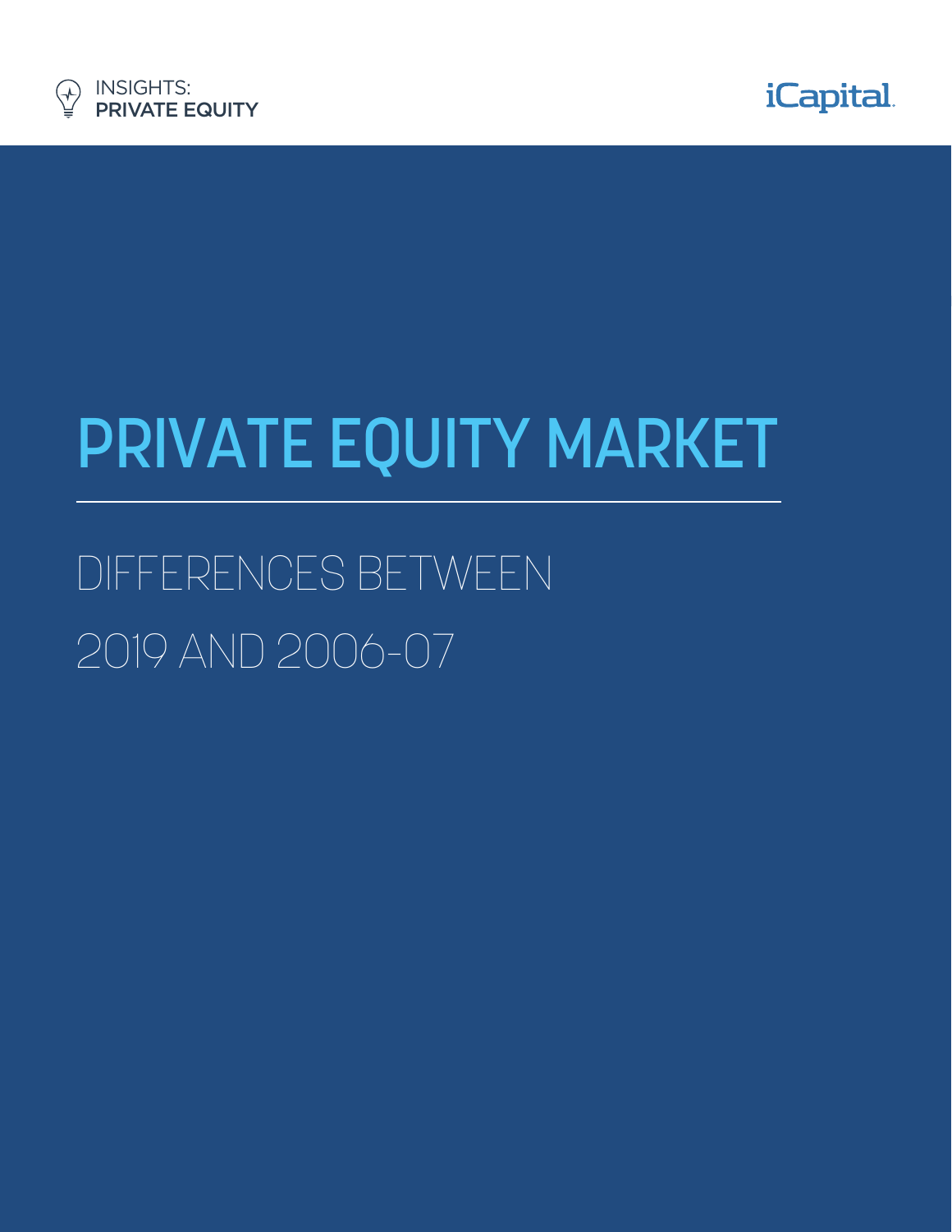INSIGHTS:
**PRIVATE EQUITY**

iCapital.

# PRIVATE EQUITY MARKET

## DIFFERENCES BETWEEN 2019 AND 2006-07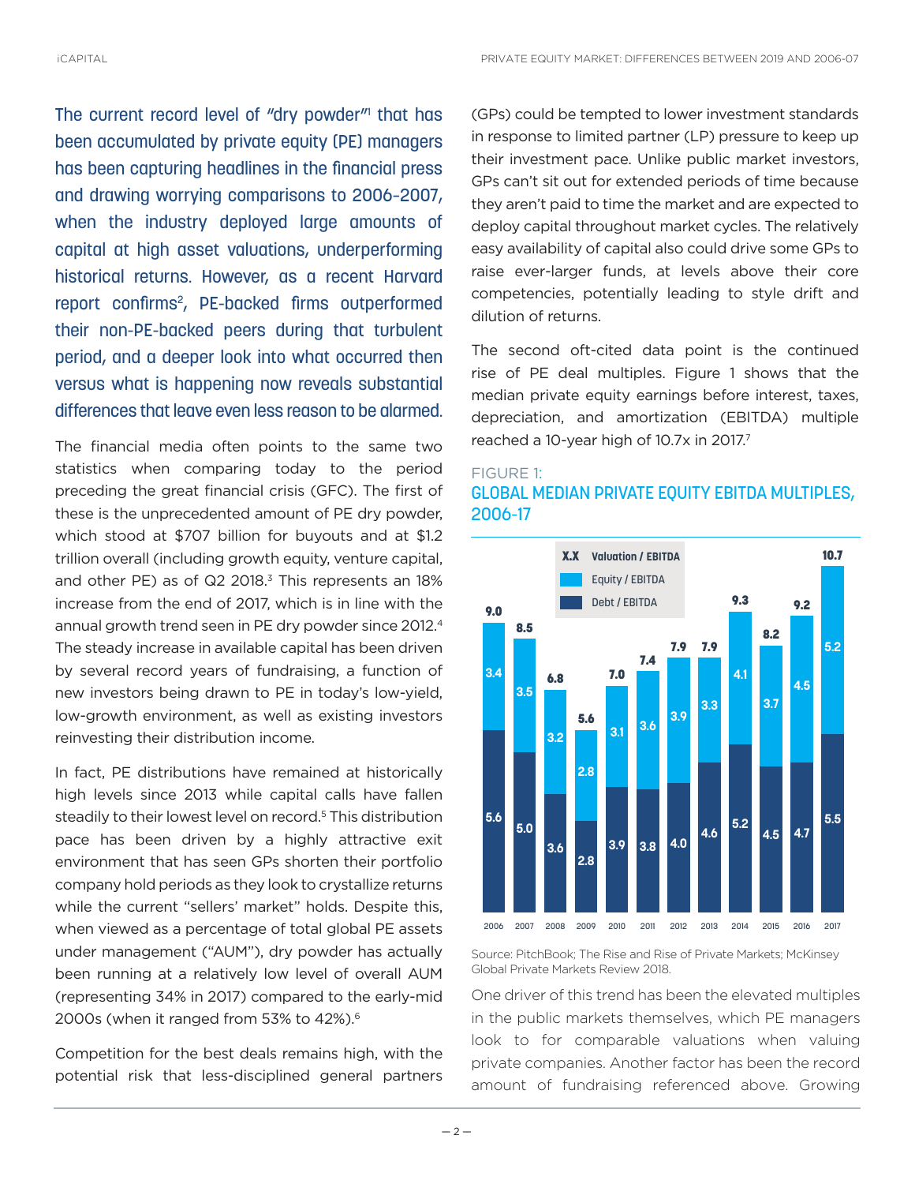The current record level of "dry powder"[1] that has been accumulated by private equity (PE) managers has been capturing headlines in the financial press and drawing worrying comparisons to 2006-2007, when the industry deployed large amounts of capital at high asset valuations, underperforming historical returns. However, as a recent Harvard report confirms[2], PE-backed firms outperformed their non-PE-backed peers during that turbulent period, and a deeper look into what occurred then versus what is happening now reveals substantial differences that leave even less reason to be alarmed.

The financial media often points to the same two statistics when comparing today to the period preceding the great financial crisis (GFC). The first of these is the unprecedented amount of PE dry powder, which stood at $707 billion for buyouts and at $1.2 trillion overall (including growth equity, venture capital, and other PE) as of Q2 2018.[3] This represents an 18% increase from the end of 2017, which is in line with the annual growth trend seen in PE dry powder since 2012.[4] The steady increase in available capital has been driven by several record years of fundraising, a function of new investors being drawn to PE in today's low-yield, low-growth environment, as well as existing investors reinvesting their distribution income.

In fact, PE distributions have remained at historically high levels since 2013 while capital calls have fallen steadily to their lowest level on record.[5] This distribution pace has been driven by a highly attractive exit environment that has seen GPs shorten their portfolio company hold periods as they look to crystallize returns while the current "sellers' market" holds. Despite this, when viewed as a percentage of total global PE assets under management ("AUM"), dry powder has actually been running at a relatively low level of overall AUM (representing 34% in 2017) compared to the early-mid 2000s (when it ranged from 53% to 42%).[6]

Competition for the best deals remains high, with the potential risk that less-disciplined general partners (GPs) could be tempted to lower investment standards in response to limited partner (LP) pressure to keep up their investment pace. Unlike public market investors, GPs can't sit out for extended periods of time because they aren't paid to time the market and are expected to deploy capital throughout market cycles. The relatively easy availability of capital also could drive some GPs to raise ever-larger funds, at levels above their core competencies, potentially leading to style drift and dilution of returns.

The second oft-cited data point is the continued rise of PE deal multiples. Figure 1 shows that the median private equity earnings before interest, taxes, depreciation, and amortization (EBITDA) multiple reached a 10-year high of 10.7x in 2017.[7]

FIGURE 1:
## GLOBAL MEDIAN PRIVATE EQUITY EBITDA MULTIPLES, 2006-17

| Year | Valuation / EBITDA | Equity / EBITDA | Debt / EBITDA |
|---|---|---|---|
| 2006 | 9.0 | 3.4 | 5.6 |
| 2007 | 8.5 | 3.5 | 5.0 |
| 2008 | 6.8 | 3.2 | 3.6 |
| 2009 | 5.6 | 2.8 | 2.8 |
| 2010 | 7.0 | 3.1 | 3.9 |
| 2011 | 7.4 | 3.6 | 3.8 |
| 2012 | 7.9 | 3.9 | 4.0 |
| 2013 | 7.9 | 3.3 | 4.6 |
| 2014 | 9.3 | 4.1 | 5.2 |
| 2015 | 8.2 | 3.7 | 4.5 |
| 2016 | 9.2 | 4.5 | 4.7 |
| 2017 | 10.7 | 5.2 | 5.5 |

Source: PitchBook; The Rise and Rise of Private Markets; McKinsey Global Private Markets Review 2018.

One driver of this trend has been the elevated multiples in the public markets themselves, which PE managers look to for comparable valuations when valuing private companies. Another factor has been the record amount of fundraising referenced above. Growing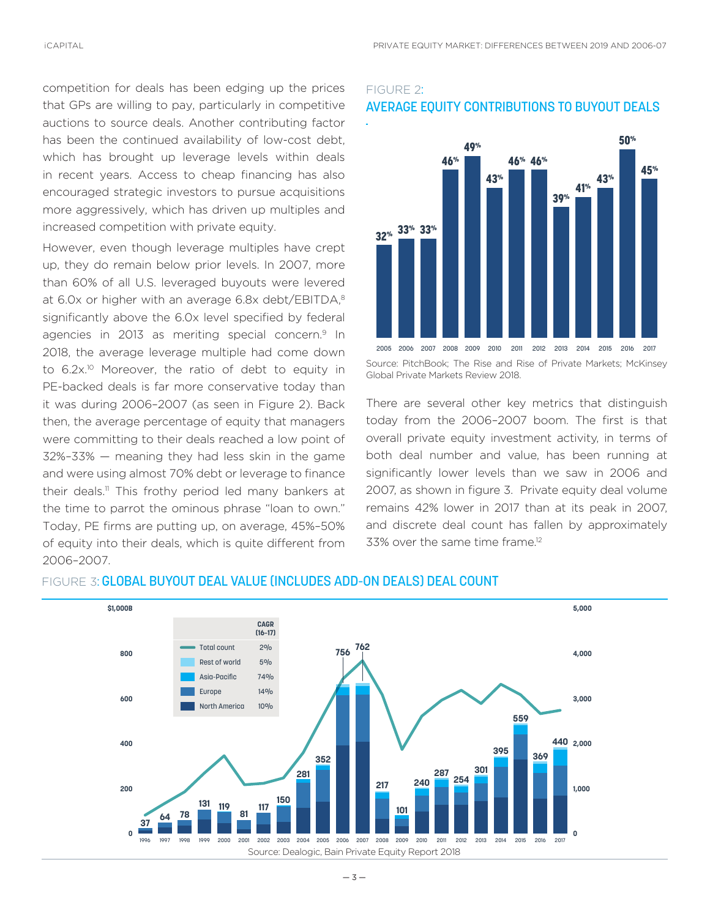competition for deals has been edging up the prices that GPs are willing to pay, particularly in competitive auctions to source deals. Another contributing factor has been the continued availability of low-cost debt, which has brought up leverage levels within deals in recent years. Access to cheap financing has also encouraged strategic investors to pursue acquisitions more aggressively, which has driven up multiples and increased competition with private equity.

However, even though leverage multiples have crept up, they do remain below prior levels. In 2007, more than 60% of all U.S. leveraged buyouts were levered at 6.0x or higher with an average 6.8x debt/EBITDA,[8] significantly above the 6.0x level specified by federal agencies in 2013 as meriting special concern.[9] In 2018, the average leverage multiple had come down to 6.2x.[10] Moreover, the ratio of debt to equity in PE-backed deals is far more conservative today than it was during 2006–2007 (as seen in Figure 2). Back then, the average percentage of equity that managers were committing to their deals reached a low point of 32%–33% — meaning they had less skin in the game and were using almost 70% debt or leverage to finance their deals.[11] This frothy period led many bankers at the time to parrot the ominous phrase "loan to own." Today, PE firms are putting up, on average, 45%–50% of equity into their deals, which is quite different from 2006–2007.

FIGURE 2:
**AVERAGE EQUITY CONTRIBUTIONS TO BUYOUT DEALS**

| Year | 2005 | 2006 | 2007 | 2008 | 2009 | 2010 | 2011 | 2012 | 2013 | 2014 | 2015 | 2016 | 2017 |
|---|---|---|---|---|---|---|---|---|---|---|---|---|---|
| Equity contribution | 32% | 33% | 33% | 46% | 49% | 43% | 46% | 46% | 39% | 41% | 43% | 50% | 45% |

Source: PitchBook; The Rise and Rise of Private Markets; McKinsey Global Private Markets Review 2018.

There are several other key metrics that distinguish today from the 2006–2007 boom. The first is that overall private equity investment activity, in terms of both deal number and value, has been running at significantly lower levels than we saw in 2006 and 2007, as shown in figure 3. Private equity deal volume remains 42% lower in 2017 than at its peak in 2007, and discrete deal count has fallen by approximately 33% over the same time frame.[12]

FIGURE 3: **GLOBAL BUYOUT DEAL VALUE (INCLUDES ADD-ON DEALS) DEAL COUNT**

| | CAGR (16–17) |
|---|---|
| Total count | 2% |
| Rest of world | 5% |
| Asia-Pacific | 74% |
| Europe | 14% |
| North America | 10% |

| Year | 1996 | 1997 | 1998 | 1999 | 2000 | 2001 | 2002 | 2003 | 2004 | 2005 | 2006 | 2007 | 2008 | 2009 | 2010 | 2011 | 2012 | 2013 | 2014 | 2015 | 2016 | 2017 |
|---|---|---|---|---|---|---|---|---|---|---|---|---|---|---|---|---|---|---|---|---|---|---|
| Deal value ($B) | 37 | 64 | 78 | 131 | 119 | 81 | 117 | 150 | 281 | 352 | 756 | 762 | 217 | 101 | 240 | 287 | 254 | 301 | 395 | 559 | 369 | 440 |

Source: Dealogic, Bain Private Equity Report 2018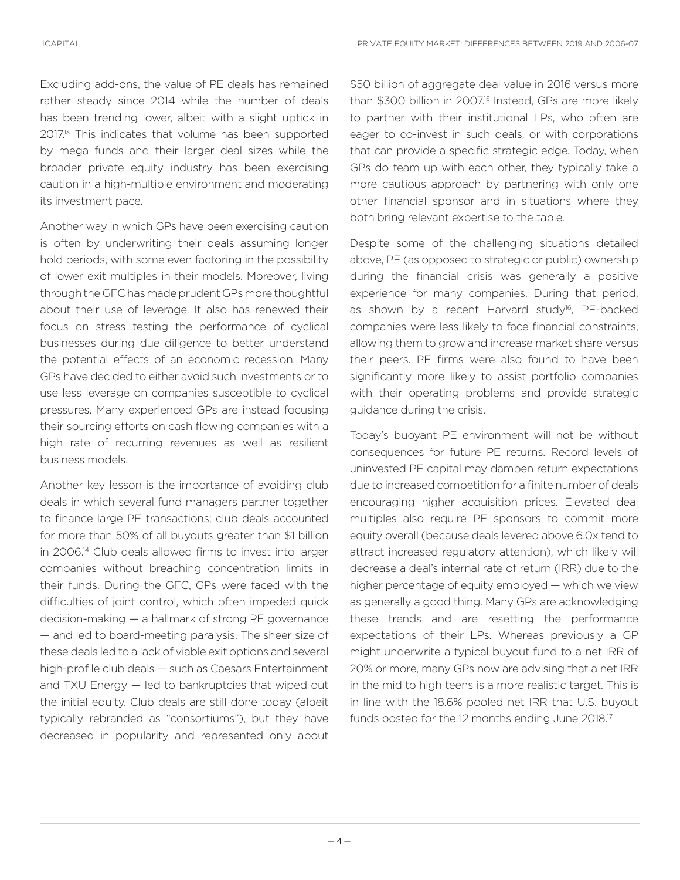Excluding add-ons, the value of PE deals has remained rather steady since 2014 while the number of deals has been trending lower, albeit with a slight uptick in 2017.[13] This indicates that volume has been supported by mega funds and their larger deal sizes while the broader private equity industry has been exercising caution in a high-multiple environment and moderating its investment pace.

Another way in which GPs have been exercising caution is often by underwriting their deals assuming longer hold periods, with some even factoring in the possibility of lower exit multiples in their models. Moreover, living through the GFC has made prudent GPs more thoughtful about their use of leverage. It also has renewed their focus on stress testing the performance of cyclical businesses during due diligence to better understand the potential effects of an economic recession. Many GPs have decided to either avoid such investments or to use less leverage on companies susceptible to cyclical pressures. Many experienced GPs are instead focusing their sourcing efforts on cash flowing companies with a high rate of recurring revenues as well as resilient business models.

Another key lesson is the importance of avoiding club deals in which several fund managers partner together to finance large PE transactions; club deals accounted for more than 50% of all buyouts greater than $1 billion in 2006.[14] Club deals allowed firms to invest into larger companies without breaching concentration limits in their funds. During the GFC, GPs were faced with the difficulties of joint control, which often impeded quick decision-making — a hallmark of strong PE governance — and led to board-meeting paralysis. The sheer size of these deals led to a lack of viable exit options and several high-profile club deals — such as Caesars Entertainment and TXU Energy — led to bankruptcies that wiped out the initial equity. Club deals are still done today (albeit typically rebranded as "consortiums"), but they have decreased in popularity and represented only about $50 billion of aggregate deal value in 2016 versus more than $300 billion in 2007.[15] Instead, GPs are more likely to partner with their institutional LPs, who often are eager to co-invest in such deals, or with corporations that can provide a specific strategic edge. Today, when GPs do team up with each other, they typically take a more cautious approach by partnering with only one other financial sponsor and in situations where they both bring relevant expertise to the table.

Despite some of the challenging situations detailed above, PE (as opposed to strategic or public) ownership during the financial crisis was generally a positive experience for many companies. During that period, as shown by a recent Harvard study[16], PE-backed companies were less likely to face financial constraints, allowing them to grow and increase market share versus their peers. PE firms were also found to have been significantly more likely to assist portfolio companies with their operating problems and provide strategic guidance during the crisis.

Today's buoyant PE environment will not be without consequences for future PE returns. Record levels of uninvested PE capital may dampen return expectations due to increased competition for a finite number of deals encouraging higher acquisition prices. Elevated deal multiples also require PE sponsors to commit more equity overall (because deals levered above 6.0x tend to attract increased regulatory attention), which likely will decrease a deal's internal rate of return (IRR) due to the higher percentage of equity employed — which we view as generally a good thing. Many GPs are acknowledging these trends and are resetting the performance expectations of their LPs. Whereas previously a GP might underwrite a typical buyout fund to a net IRR of 20% or more, many GPs now are advising that a net IRR in the mid to high teens is a more realistic target. This is in line with the 18.6% pooled net IRR that U.S. buyout funds posted for the 12 months ending June 2018.[17]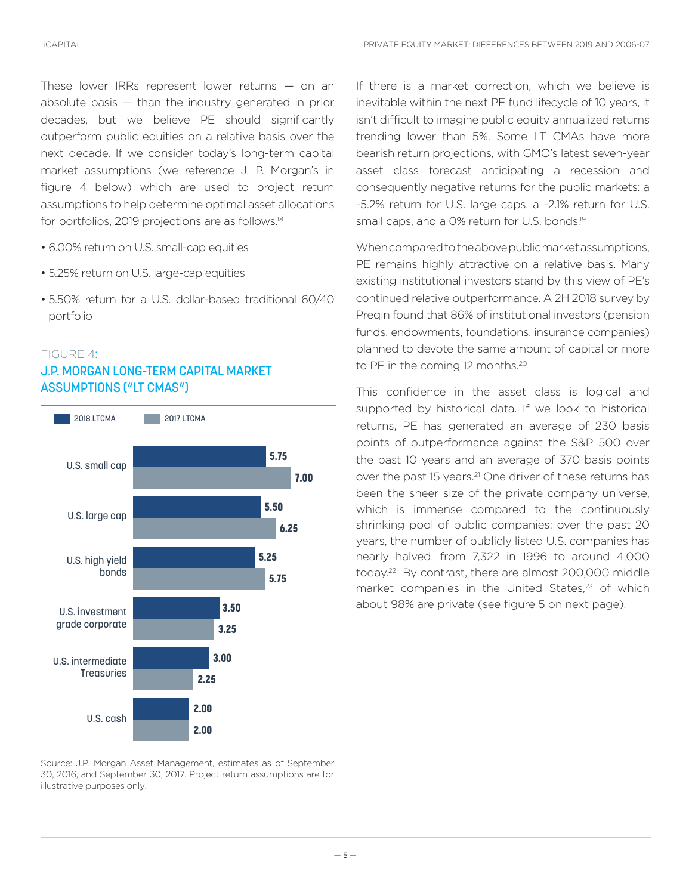These lower IRRs represent lower returns — on an absolute basis — than the industry generated in prior decades, but we believe PE should significantly outperform public equities on a relative basis over the next decade. If we consider today's long-term capital market assumptions (we reference J. P. Morgan's in figure 4 below) which are used to project return assumptions to help determine optimal asset allocations for portfolios, 2019 projections are as follows.[18]

- 6.00% return on U.S. small-cap equities
- 5.25% return on U.S. large-cap equities
- 5.50% return for a U.S. dollar-based traditional 60/40 portfolio

FIGURE 4:

## J.P. MORGAN LONG-TERM CAPITAL MARKET ASSUMPTIONS ("LT CMAS")

| | 2018 LTCMA | 2017 LTCMA |
|---|---|---|
| U.S. small cap | 5.75 | 7.00 |
| U.S. large cap | 5.50 | 6.25 |
| U.S. high yield bonds | 5.25 | 5.75 |
| U.S. investment grade corporate | 3.50 | 3.25 |
| U.S. intermediate Treasuries | 3.00 | 2.25 |
| U.S. cash | 2.00 | 2.00 |

Source: J.P. Morgan Asset Management, estimates as of September 30, 2016, and September 30, 2017. Project return assumptions are for illustrative purposes only.

If there is a market correction, which we believe is inevitable within the next PE fund lifecycle of 10 years, it isn't difficult to imagine public equity annualized returns trending lower than 5%. Some LT CMAs have more bearish return projections, with GMO's latest seven-year asset class forecast anticipating a recession and consequently negative returns for the public markets: a -5.2% return for U.S. large caps, a -2.1% return for U.S. small caps, and a 0% return for U.S. bonds.[19]

When compared to the above public market assumptions, PE remains highly attractive on a relative basis. Many existing institutional investors stand by this view of PE's continued relative outperformance. A 2H 2018 survey by Preqin found that 86% of institutional investors (pension funds, endowments, foundations, insurance companies) planned to devote the same amount of capital or more to PE in the coming 12 months.[20]

This confidence in the asset class is logical and supported by historical data. If we look to historical returns, PE has generated an average of 230 basis points of outperformance against the S&P 500 over the past 10 years and an average of 370 basis points over the past 15 years.[21] One driver of these returns has been the sheer size of the private company universe, which is immense compared to the continuously shrinking pool of public companies: over the past 20 years, the number of publicly listed U.S. companies has nearly halved, from 7,322 in 1996 to around 4,000 today.[22] By contrast, there are almost 200,000 middle market companies in the United States,[23] of which about 98% are private (see figure 5 on next page).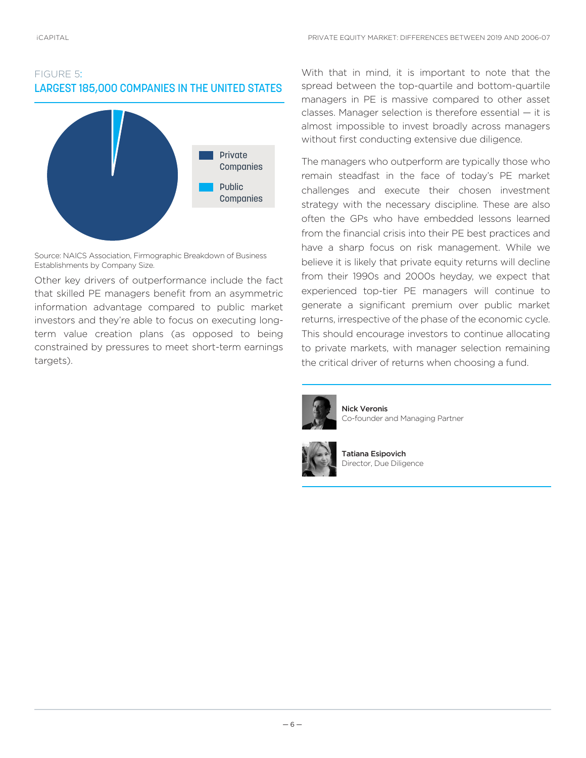FIGURE 5:
**LARGEST 185,000 COMPANIES IN THE UNITED STATES**

Private Companies

Public Companies

Source: NAICS Association, Firmographic Breakdown of Business Establishments by Company Size.

Other key drivers of outperformance include the fact that skilled PE managers benefit from an asymmetric information advantage compared to public market investors and they're able to focus on executing long-term value creation plans (as opposed to being constrained by pressures to meet short-term earnings targets).

With that in mind, it is important to note that the spread between the top-quartile and bottom-quartile managers in PE is massive compared to other asset classes. Manager selection is therefore essential — it is almost impossible to invest broadly across managers without first conducting extensive due diligence.

The managers who outperform are typically those who remain steadfast in the face of today's PE market challenges and execute their chosen investment strategy with the necessary discipline. These are also often the GPs who have embedded lessons learned from the financial crisis into their PE best practices and have a sharp focus on risk management. While we believe it is likely that private equity returns will decline from their 1990s and 2000s heyday, we expect that experienced top-tier PE managers will continue to generate a significant premium over public market returns, irrespective of the phase of the economic cycle. This should encourage investors to continue allocating to private markets, with manager selection remaining the critical driver of returns when choosing a fund.

**Nick Veronis**
Co-founder and Managing Partner

**Tatiana Esipovich**
Director, Due Diligence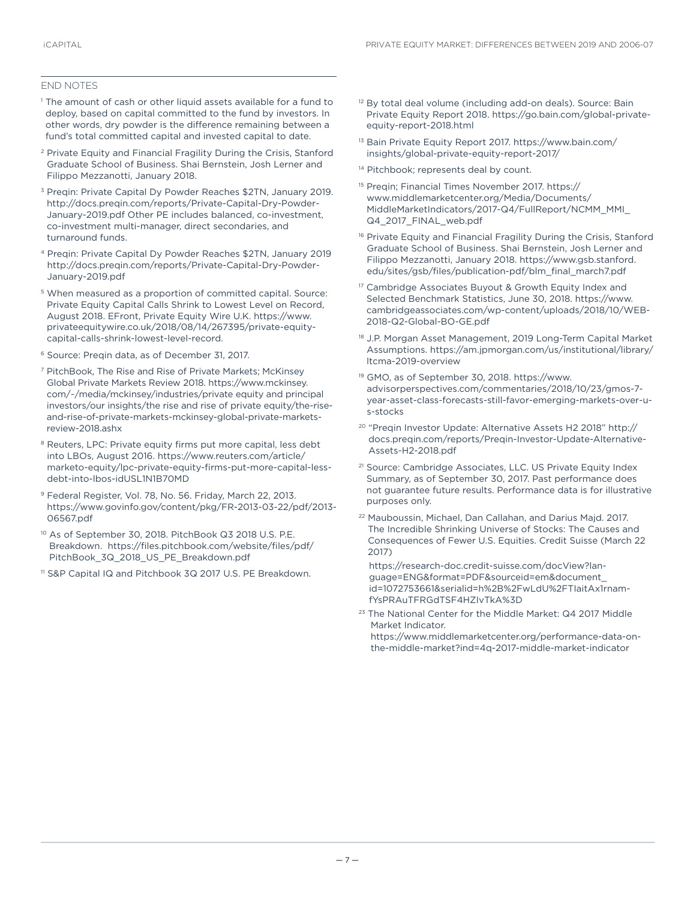## END NOTES

[1] The amount of cash or other liquid assets available for a fund to deploy, based on capital committed to the fund by investors. In other words, dry powder is the difference remaining between a fund's total committed capital and invested capital to date.

[2] Private Equity and Financial Fragility During the Crisis, Stanford Graduate School of Business. Shai Bernstein, Josh Lerner and Filippo Mezzanotti, January 2018.

[3] Preqin: Private Capital Dy Powder Reaches $2TN, January 2019. http://docs.preqin.com/reports/Private-Capital-Dry-Powder-January-2019.pdf Other PE includes balanced, co-investment, co-investment multi-manager, direct secondaries, and turnaround funds.

[4] Preqin: Private Capital Dy Powder Reaches $2TN, January 2019 http://docs.preqin.com/reports/Private-Capital-Dry-Powder-January-2019.pdf

[5] When measured as a proportion of committed capital. Source: Private Equity Capital Calls Shrink to Lowest Level on Record, August 2018. EFront, Private Equity Wire U.K. https://www.privateequitywire.co.uk/2018/08/14/267395/private-equity-capital-calls-shrink-lowest-level-record.

[6] Source: Preqin data, as of December 31, 2017.

[7] PitchBook, The Rise and Rise of Private Markets; McKinsey Global Private Markets Review 2018. https://www.mckinsey.com/-/media/mckinsey/industries/private equity and principal investors/our insights/the rise and rise of private equity/the-rise-and-rise-of-private-markets-mckinsey-global-private-markets-review-2018.ashx

[8] Reuters, LPC: Private equity firms put more capital, less debt into LBOs, August 2016. https://www.reuters.com/article/marketo-equity/lpc-private-equity-firms-put-more-capital-less-debt-into-lbos-idUSL1N1B70MD

[9] Federal Register, Vol. 78, No. 56. Friday, March 22, 2013. https://www.govinfo.gov/content/pkg/FR-2013-03-22/pdf/2013-06567.pdf

[10] As of September 30, 2018. PitchBook Q3 2018 U.S. P.E. Breakdown. https://files.pitchbook.com/website/files/pdf/PitchBook_3Q_2018_US_PE_Breakdown.pdf

[11] S&P Capital IQ and Pitchbook 3Q 2017 U.S. PE Breakdown.

[12] By total deal volume (including add-on deals). Source: Bain Private Equity Report 2018. https://go.bain.com/global-private-equity-report-2018.html

[13] Bain Private Equity Report 2017. https://www.bain.com/insights/global-private-equity-report-2017/

[14] Pitchbook; represents deal by count.

[15] Preqin; Financial Times November 2017. https://www.middlemarketcenter.org/Media/Documents/MiddleMarketIndicators/2017-Q4/FullReport/NCMM_MMI_Q4_2017_FINAL_web.pdf

[16] Private Equity and Financial Fragility During the Crisis, Stanford Graduate School of Business. Shai Bernstein, Josh Lerner and Filippo Mezzanotti, January 2018. https://www.gsb.stanford.edu/sites/gsb/files/publication-pdf/blm_final_march7.pdf

[17] Cambridge Associates Buyout & Growth Equity Index and Selected Benchmark Statistics, June 30, 2018. https://www.cambridgeassociates.com/wp-content/uploads/2018/10/WEB-2018-Q2-Global-BO-GE.pdf

[18] J.P. Morgan Asset Management, 2019 Long-Term Capital Market Assumptions. https://am.jpmorgan.com/us/institutional/library/ltcma-2019-overview

[19] GMO, as of September 30, 2018. https://www.advisorperspectives.com/commentaries/2018/10/23/gmos-7-year-asset-class-forecasts-still-favor-emerging-markets-over-u-s-stocks

[20] "Preqin Investor Update: Alternative Assets H2 2018" http://docs.preqin.com/reports/Preqin-Investor-Update-Alternative-Assets-H2-2018.pdf

[21] Source: Cambridge Associates, LLC. US Private Equity Index Summary, as of September 30, 2017. Past performance does not guarantee future results. Performance data is for illustrative purposes only.

[22] Mauboussin, Michael, Dan Callahan, and Darius Majd. 2017. The Incredible Shrinking Universe of Stocks: The Causes and Consequences of Fewer U.S. Equities. Credit Suisse (March 22 2017)

https://research-doc.credit-suisse.com/docView?language=ENG&format=PDF&sourceid=em&document_id=1072753661&serialid=h%2B%2FwLdU%2FTIaitAx1rnamfYsPRAuTFRGdTSF4HZIvTkA%3D

[23] The National Center for the Middle Market: Q4 2017 Middle Market Indicator.
https://www.middlemarketcenter.org/performance-data-on-the-middle-market?ind=4q-2017-middle-market-indicator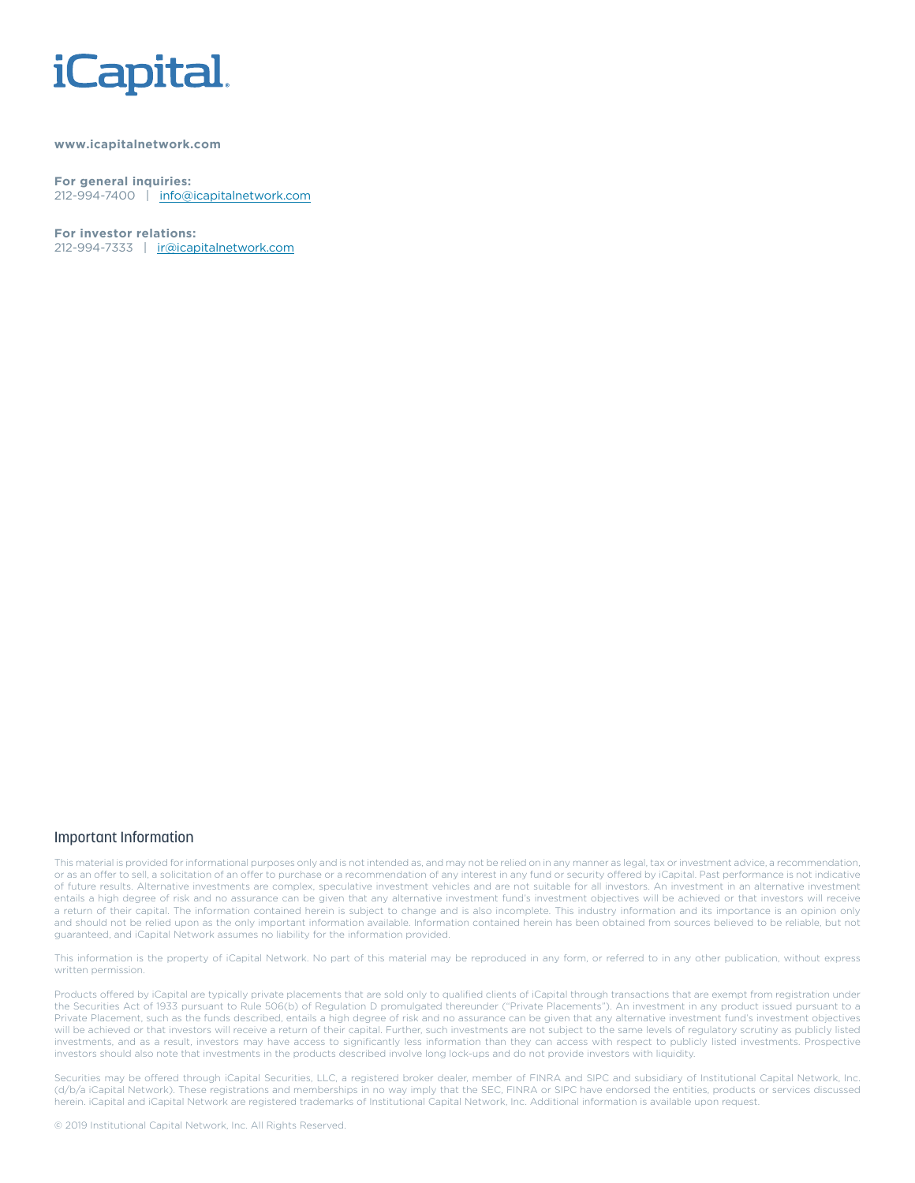iCapital.

**www.icapitalnetwork.com**

**For general inquiries:**
212-994-7400 | info@icapitalnetwork.com

**For investor relations:**
212-994-7333 | ir@icapitalnetwork.com

## Important Information

This material is provided for informational purposes only and is not intended as, and may not be relied on in any manner as legal, tax or investment advice, a recommendation, or as an offer to sell, a solicitation of an offer to purchase or a recommendation of any interest in any fund or security offered by iCapital. Past performance is not indicative of future results. Alternative investments are complex, speculative investment vehicles and are not suitable for all investors. An investment in an alternative investment entails a high degree of risk and no assurance can be given that any alternative investment fund's investment objectives will be achieved or that investors will receive a return of their capital. The information contained herein is subject to change and is also incomplete. This industry information and its importance is an opinion only and should not be relied upon as the only important information available. Information contained herein has been obtained from sources believed to be reliable, but not guaranteed, and iCapital Network assumes no liability for the information provided.

This information is the property of iCapital Network. No part of this material may be reproduced in any form, or referred to in any other publication, without express written permission.

Products offered by iCapital are typically private placements that are sold only to qualified clients of iCapital through transactions that are exempt from registration under the Securities Act of 1933 pursuant to Rule 506(b) of Regulation D promulgated thereunder ("Private Placements"). An investment in any product issued pursuant to a Private Placement, such as the funds described, entails a high degree of risk and no assurance can be given that any alternative investment fund's investment objectives will be achieved or that investors will receive a return of their capital. Further, such investments are not subject to the same levels of regulatory scrutiny as publicly listed investments, and as a result, investors may have access to significantly less information than they can access with respect to publicly listed investments. Prospective investors should also note that investments in the products described involve long lock-ups and do not provide investors with liquidity.

Securities may be offered through iCapital Securities, LLC, a registered broker dealer, member of FINRA and SIPC and subsidiary of Institutional Capital Network, Inc. (d/b/a iCapital Network). These registrations and memberships in no way imply that the SEC, FINRA or SIPC have endorsed the entities, products or services discussed herein. iCapital and iCapital Network are registered trademarks of Institutional Capital Network, Inc. Additional information is available upon request.

© 2019 Institutional Capital Network, Inc. All Rights Reserved.